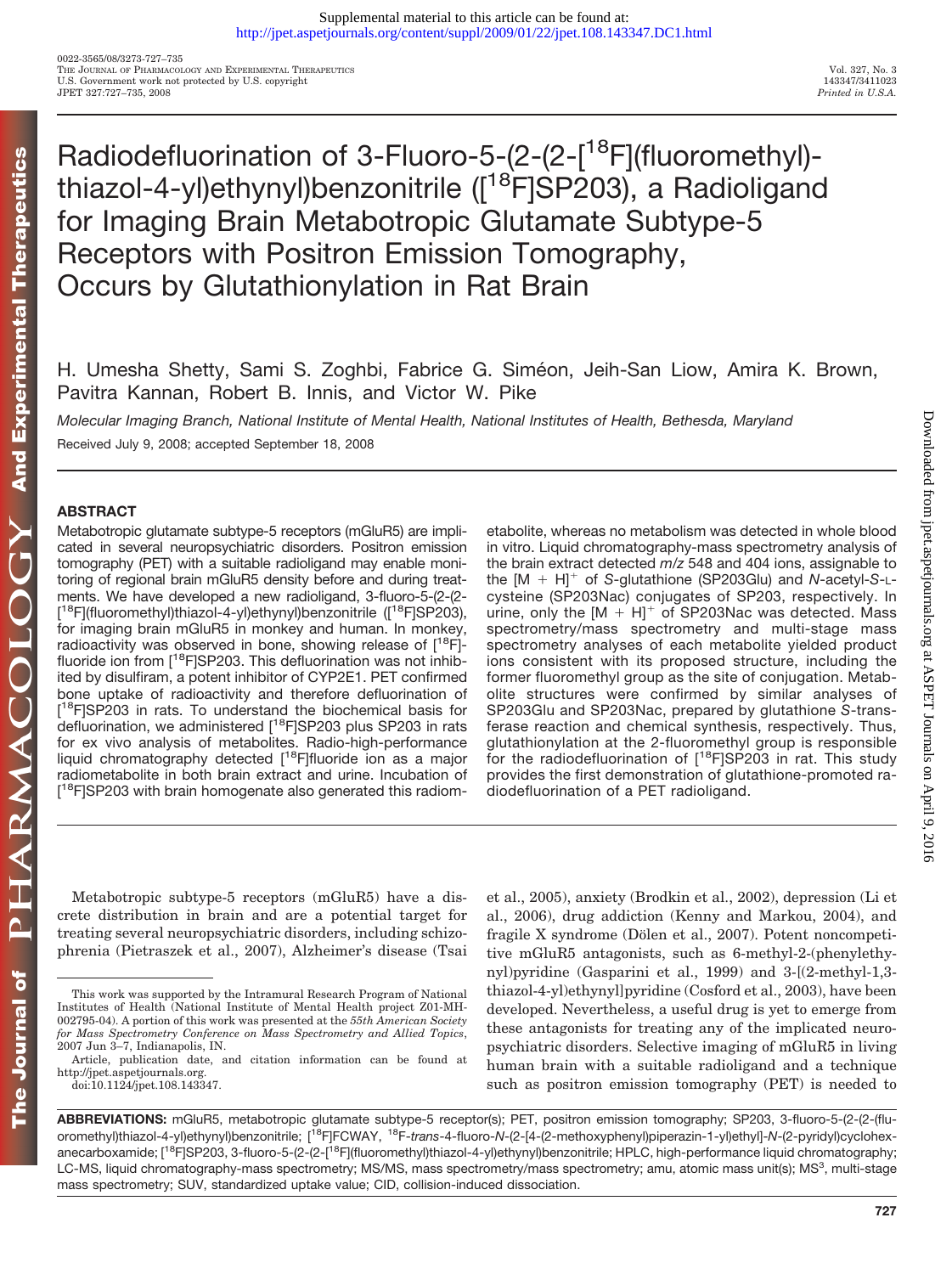Supplemental material to this article can be found at: http://jpet.aspetjournals.org/content/suppl/2009/01/22/jpet.108.143347.DC1.html

# Radiodefluorination of 3-Fluoro-5-(2-(2-[$^{18}$F](fluoromethyl)-thiazol-4-yl)ethynyl)benzonitrile ([$^{18}$F]SP203), a Radioligand for Imaging Brain Metabotropic Glutamate Subtype-5 Receptors with Positron Emission Tomography, Occurs by Glutathionylation in Rat Brain

H. Umesha Shetty, Sami S. Zoghbi, Fabrice G. Siméon, Jeih-San Liow, Amira K. Brown, Pavitra Kannan, Robert B. Innis, and Victor W. Pike

*Molecular Imaging Branch, National Institute of Mental Health, National Institutes of Health, Bethesda, Maryland*

Received July 9, 2008; accepted September 18, 2008

## ABSTRACT

Metabotropic glutamate subtype-5 receptors (mGluR5) are implicated in several neuropsychiatric disorders. Positron emission tomography (PET) with a suitable radioligand may enable monitoring of regional brain mGluR5 density before and during treatments. We have developed a new radioligand, 3-fluoro-5-(2-(2-[$^{18}$F](fluoromethyl)thiazol-4-yl)ethynyl)benzonitrile ([$^{18}$F]SP203), for imaging brain mGluR5 in monkey and human. In monkey, radioactivity was observed in bone, showing release of [$^{18}$F]-fluoride ion from [$^{18}$F]SP203. This defluorination was not inhibited by disulfiram, a potent inhibitor of CYP2E1. PET confirmed bone uptake of radioactivity and therefore defluorination of [$^{18}$F]SP203 in rats. To understand the biochemical basis for defluorination, we administered [$^{18}$F]SP203 plus SP203 in rats for ex vivo analysis of metabolites. Radio-high-performance liquid chromatography detected [$^{18}$F]fluoride ion as a major radiometabolite in both brain extract and urine. Incubation of [$^{18}$F]SP203 with brain homogenate also generated this radiometabolite, whereas no metabolism was detected in whole blood in vitro. Liquid chromatography-mass spectrometry analysis of the brain extract detected *m/z* 548 and 404 ions, assignable to the [M + H]$^+$ of *S*-glutathione (SP203Glu) and *N*-acetyl-*S*-L-cysteine (SP203Nac) conjugates of SP203, respectively. In urine, only the [M + H]$^+$ of SP203Nac was detected. Mass spectrometry/mass spectrometry and multi-stage mass spectrometry analyses of each metabolite yielded product ions consistent with its proposed structure, including the former fluoromethyl group as the site of conjugation. Metabolite structures were confirmed by similar analyses of SP203Glu and SP203Nac, prepared by glutathione *S*-transferase reaction and chemical synthesis, respectively. Thus, glutathionylation at the 2-fluoromethyl group is responsible for the radiodefluorination of [$^{18}$F]SP203 in rat. This study provides the first demonstration of glutathione-promoted radiodefluorination of a PET radioligand.

Metabotropic subtype-5 receptors (mGluR5) have a discrete distribution in brain and are a potential target for treating several neuropsychiatric disorders, including schizophrenia (Pietraszek et al., 2007), Alzheimer's disease (Tsai et al., 2005), anxiety (Brodkin et al., 2002), depression (Li et al., 2006), drug addiction (Kenny and Markou, 2004), and fragile X syndrome (Dölen et al., 2007). Potent noncompetitive mGluR5 antagonists, such as 6-methyl-2-(phenylethynyl)pyridine (Gasparini et al., 1999) and 3-[(2-methyl-1,3-thiazol-4-yl)ethynyl]pyridine (Cosford et al., 2003), have been developed. Nevertheless, a useful drug is yet to emerge from these antagonists for treating any of the implicated neuropsychiatric disorders. Selective imaging of mGluR5 in living human brain with a suitable radioligand and a technique such as positron emission tomography (PET) is needed to

This work was supported by the Intramural Research Program of National Institutes of Health (National Institute of Mental Health project Z01-MH-002795-04). A portion of this work was presented at the *55th American Society for Mass Spectrometry Conference on Mass Spectrometry and Allied Topics*, 2007 Jun 3–7, Indianapolis, IN.

Article, publication date, and citation information can be found at http://jpet.aspetjournals.org.

doi:10.1124/jpet.108.143347.

**ABBREVIATIONS:** mGluR5, metabotropic glutamate subtype-5 receptor(s); PET, positron emission tomography; SP203, 3-fluoro-5-(2-(2-(fluoromethyl)thiazol-4-yl)ethynyl)benzonitrile; [$^{18}$F]FCWAY, $^{18}$F-*trans*-4-fluoro-*N*-(2-[4-(2-methoxyphenyl)piperazin-1-yl]ethyl]-*N*-(2-pyridyl)cyclohexanecarboxamide; [$^{18}$F]SP203, 3-fluoro-5-(2-(2-[$^{18}$F](fluoromethyl)thiazol-4-yl)ethynyl)benzonitrile; HPLC, high-performance liquid chromatography; LC-MS, liquid chromatography-mass spectrometry; MS/MS, mass spectrometry/mass spectrometry; amu, atomic mass unit(s); MS$^3$, multi-stage mass spectrometry; SUV, standardized uptake value; CID, collision-induced dissociation.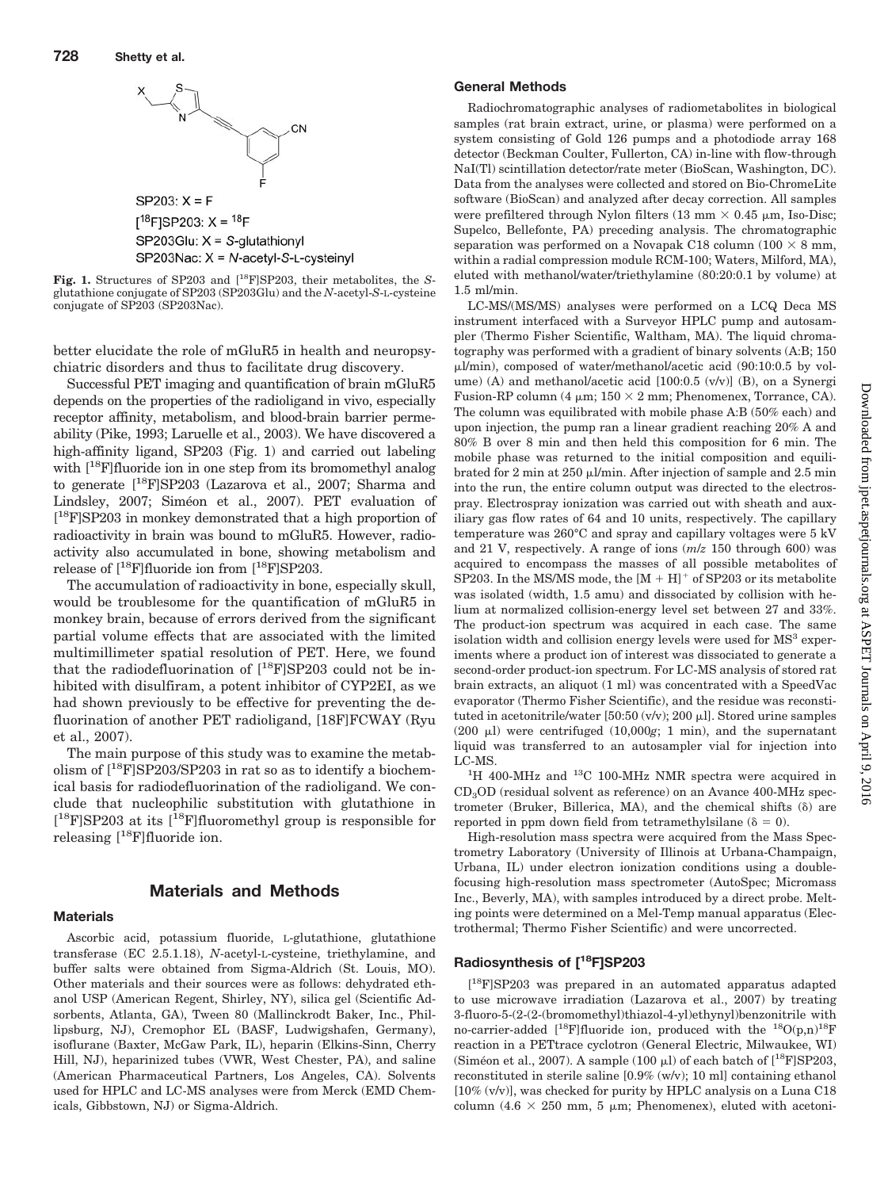SP203: X = F

[$^{18}$F]SP203: X = $^{18}$F

SP203Glu: X = *S*-glutathionyl

SP203Nac: X = *N*-acetyl-*S*-L-cysteinyl

**Fig. 1.** Structures of SP203 and [$^{18}$F]SP203, their metabolites, the *S*-glutathione conjugate of SP203 (SP203Glu) and the *N*-acetyl-*S*-L-cysteine conjugate of SP203 (SP203Nac).

better elucidate the role of mGluR5 in health and neuropsychiatric disorders and thus to facilitate drug discovery.

Successful PET imaging and quantification of brain mGluR5 depends on the properties of the radioligand in vivo, especially receptor affinity, metabolism, and blood-brain barrier permeability (Pike, 1993; Laruelle et al., 2003). We have discovered a high-affinity ligand, SP203 (Fig. 1) and carried out labeling with [$^{18}$F]fluoride ion in one step from its bromomethyl analog to generate [$^{18}$F]SP203 (Lazarova et al., 2007; Sharma and Lindsley, 2007; Siméon et al., 2007). PET evaluation of [$^{18}$F]SP203 in monkey demonstrated that a high proportion of radioactivity in brain was bound to mGluR5. However, radioactivity also accumulated in bone, showing metabolism and release of [$^{18}$F]fluoride ion from [$^{18}$F]SP203.

The accumulation of radioactivity in bone, especially skull, would be troublesome for the quantification of mGluR5 in monkey brain, because of errors derived from the significant partial volume effects that are associated with the limited multimillimeter spatial resolution of PET. Here, we found that the radiodefluorination of [$^{18}$F]SP203 could not be inhibited with disulfiram, a potent inhibitor of CYP2EI, as we had shown previously to be effective for preventing the defluorination of another PET radioligand, [18F]FCWAY (Ryu et al., 2007).

The main purpose of this study was to examine the metabolism of [$^{18}$F]SP203/SP203 in rat so as to identify a biochemical basis for radiodefluorination of the radioligand. We conclude that nucleophilic substitution with glutathione in [$^{18}$F]SP203 at its [$^{18}$F]fluoromethyl group is responsible for releasing [$^{18}$F]fluoride ion.

## Materials and Methods

### Materials

Ascorbic acid, potassium fluoride, L-glutathione, glutathione transferase (EC 2.5.1.18), *N*-acetyl-L-cysteine, triethylamine, and buffer salts were obtained from Sigma-Aldrich (St. Louis, MO). Other materials and their sources were as follows: dehydrated ethanol USP (American Regent, Shirley, NY), silica gel (Scientific Adsorbents, Atlanta, GA), Tween 80 (Mallinckrodt Baker, Inc., Phillipsburg, NJ), Cremophor EL (BASF, Ludwigshafen, Germany), isoflurane (Baxter, McGaw Park, IL), heparin (Elkins-Sinn, Cherry Hill, NJ), heparinized tubes (VWR, West Chester, PA), and saline (American Pharmaceutical Partners, Los Angeles, CA). Solvents used for HPLC and LC-MS analyses were from Merck (EMD Chemicals, Gibbstown, NJ) or Sigma-Aldrich.

### General Methods

Radiochromatographic analyses of radiometabolites in biological samples (rat brain extract, urine, or plasma) were performed on a system consisting of Gold 126 pumps and a photodiode array 168 detector (Beckman Coulter, Fullerton, CA) in-line with flow-through NaI(Tl) scintillation detector/rate meter (BioScan, Washington, DC). Data from the analyses were collected and stored on Bio-ChromeLite software (BioScan) and analyzed after decay correction. All samples were prefiltered through Nylon filters (13 mm × 0.45 μm, Iso-Disc; Supelco, Bellefonte, PA) preceding analysis. The chromatographic separation was performed on a Novapak C18 column (100 × 8 mm, within a radial compression module RCM-100; Waters, Milford, MA), eluted with methanol/water/triethylamine (80:20:0.1 by volume) at 1.5 ml/min.

LC-MS/(MS/MS) analyses were performed on a LCQ Deca MS instrument interfaced with a Surveyor HPLC pump and autosampler (Thermo Fisher Scientific, Waltham, MA). The liquid chromatography was performed with a gradient of binary solvents (A:B; 150 μl/min), composed of water/methanol/acetic acid (90:10:0.5 by volume) (A) and methanol/acetic acid [100:0.5 (v/v)] (B), on a Synergi Fusion-RP column (4 μm; 150 × 2 mm; Phenomenex, Torrance, CA). The column was equilibrated with mobile phase A:B (50% each) and upon injection, the pump ran a linear gradient reaching 20% A and 80% B over 8 min and then held this composition for 6 min. The mobile phase was returned to the initial composition and equilibrated for 2 min at 250 μl/min. After injection of sample and 2.5 min into the run, the entire column output was directed to the electrospray. Electrospray ionization was carried out with sheath and auxiliary gas flow rates of 64 and 10 units, respectively. The capillary temperature was 260°C and spray and capillary voltages were 5 kV and 21 V, respectively. A range of ions (*m/z* 150 through 600) was acquired to encompass the masses of all possible metabolites of SP203. In the MS/MS mode, the $[M + H]^+$ of SP203 or its metabolite was isolated (width, 1.5 amu) and dissociated by collision with helium at normalized collision-energy level set between 27 and 33%. The product-ion spectrum was acquired in each case. The same isolation width and collision energy levels were used for MS$^3$ experiments where a product ion of interest was dissociated to generate a second-order product-ion spectrum. For LC-MS analysis of stored rat brain extracts, an aliquot (1 ml) was concentrated with a SpeedVac evaporator (Thermo Fisher Scientific), and the residue was reconstituted in acetonitrile/water [50:50 (v/v); 200 μl]. Stored urine samples (200 μl) were centrifuged (10,000*g*; 1 min), and the supernatant liquid was transferred to an autosampler vial for injection into LC-MS.

$^1$H 400-MHz and $^{13}$C 100-MHz NMR spectra were acquired in $CD_3OD$ (residual solvent as reference) on an Avance 400-MHz spectrometer (Bruker, Billerica, MA), and the chemical shifts (δ) are reported in ppm down field from tetramethylsilane (δ = 0).

High-resolution mass spectra were acquired from the Mass Spectrometry Laboratory (University of Illinois at Urbana-Champaign, Urbana, IL) under electron ionization conditions using a double-focusing high-resolution mass spectrometer (AutoSpec; Micromass Inc., Beverly, MA), with samples introduced by a direct probe. Melting points were determined on a Mel-Temp manual apparatus (Electrothermal; Thermo Fisher Scientific) and were uncorrected.

### Radiosynthesis of [$^{18}$F]SP203

[$^{18}$F]SP203 was prepared in an automated apparatus adapted to use microwave irradiation (Lazarova et al., 2007) by treating 3-fluoro-5-(2-(2-(bromomethyl)thiazol-4-yl)ethynyl)benzonitrile with no-carrier-added [$^{18}$F]fluoride ion, produced with the $^{18}$O(p,n)$^{18}$F reaction in a PETtrace cyclotron (General Electric, Milwaukee, WI) (Siméon et al., 2007). A sample (100 μl) of each batch of [$^{18}$F]SP203, reconstituted in sterile saline [0.9% (w/v); 10 ml] containing ethanol [10% (v/v)], was checked for purity by HPLC analysis on a Luna C18 column (4.6 × 250 mm, 5 μm; Phenomenex), eluted with acetoni-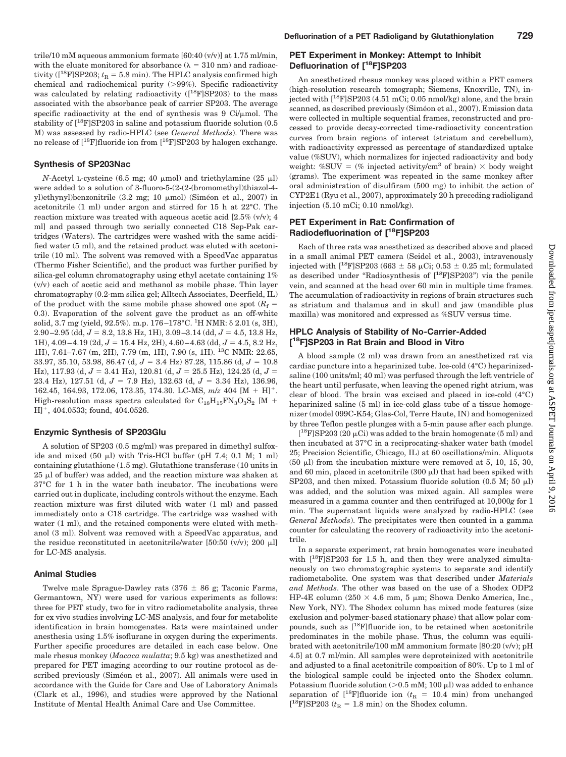trile/10 mM aqueous ammonium formate [60:40 (v/v)] at 1.75 ml/min, with the eluate monitored for absorbance (λ = 310 nm) and radioactivity ([$^{18}$F]SP203; $t_R$ = 5.8 min). The HPLC analysis confirmed high chemical and radiochemical purity (>99%). Specific radioactivity was calculated by relating radioactivity ([$^{18}$F]SP203) to the mass associated with the absorbance peak of carrier SP203. The average specific radioactivity at the end of synthesis was 9 Ci/μmol. The stability of [$^{18}$F]SP203 in saline and potassium fluoride solution (0.5 M) was assessed by radio-HPLC (see *General Methods*). There was no release of [$^{18}$F]fluoride ion from [$^{18}$F]SP203 by halogen exchange.

## Synthesis of SP203Nac

*N*-Acetyl L-cysteine (6.5 mg; 40 μmol) and triethylamine (25 μl) were added to a solution of 3-fluoro-5-(2-(2-(bromomethyl)thiazol-4-yl)ethynyl)benzonitrile (3.2 mg; 10 μmol) (Siméon et al., 2007) in acetonitrile (1 ml) under argon and stirred for 15 h at 22°C. The reaction mixture was treated with aqueous acetic acid [2.5% (v/v); 4 ml] and passed through two serially connected C18 Sep-Pak cartridges (Waters). The cartridges were washed with the same acidified water (5 ml), and the retained product was eluted with acetonitrile (10 ml). The solvent was removed with a SpeedVac apparatus (Thermo Fisher Scientific), and the product was further purified by silica-gel column chromatography using ethyl acetate containing 1% (v/v) each of acetic acid and methanol as mobile phase. Thin layer chromatography (0.2-mm silica gel; Alltech Associates, Deerfield, IL) of the product with the same mobile phase showed one spot ($R_f$ = 0.3). Evaporation of the solvent gave the product as an off-white solid, 3.7 mg (yield, 92.5%). m.p. 176–178°C. $^1$H NMR: δ 2.01 (s, 3H), 2.90–2.95 (dd, $J$ = 8.2, 13.8 Hz, 1H), 3.09–3.14 (dd, $J$ = 4.5, 13.8 Hz, 1H), 4.09–4.19 (2d, $J$ = 15.4 Hz, 2H), 4.60–4.63 (dd, $J$ = 4.5, 8.2 Hz, 1H), 7.61–7.67 (m, 2H), 7.79 (m, 1H), 7.90 (s, 1H). $^{13}$C NMR: 22.65, 33.97, 35.10, 53.98, 86.47 (d, $J$ = 3.4 Hz) 87.28, 115.86 (d, $J$ = 10.8 Hz), 117.93 (d, $J$ = 3.41 Hz), 120.81 (d, $J$ = 25.5 Hz), 124.25 (d, $J$ = 23.4 Hz), 127.51 (d, $J$ = 7.9 Hz), 132.63 (d, $J$ = 3.34 Hz), 136.96, 162.45, 164.93, 172.06, 173.35, 174.30. LC-MS, $m/z$ 404 [M + H]$^+$. High-resolution mass spectra calculated for $C_{18}H_{15}FN_3O_3S_2$ [M + H]$^+$, 404.0533; found, 404.0526.

## Enzymic Synthesis of SP203Glu

A solution of SP203 (0.5 mg/ml) was prepared in dimethyl sulfoxide and mixed (50 μl) with Tris-HCl buffer (pH 7.4; 0.1 M; 1 ml) containing glutathione (1.5 mg). Glutathione transferase (10 units in 25 μl of buffer) was added, and the reaction mixture was shaken at 37°C for 1 h in the water bath incubator. The incubations were carried out in duplicate, including controls without the enzyme. Each reaction mixture was first diluted with water (1 ml) and passed immediately onto a C18 cartridge. The cartridge was washed with water (1 ml), and the retained components were eluted with methanol (3 ml). Solvent was removed with a SpeedVac apparatus, and the residue reconstituted in acetonitrile/water [50:50 (v/v); 200 μl] for LC-MS analysis.

## Animal Studies

Twelve male Sprague-Dawley rats (376 ± 86 g; Taconic Farms, Germantown, NY) were used for various experiments as follows: three for PET study, two for in vitro radiometabolite analysis, three for ex vivo studies involving LC-MS analysis, and four for metabolite identification in brain homogenates. Rats were maintained under anesthesia using 1.5% isoflurane in oxygen during the experiments. Further specific procedures are detailed in each case below. One male rhesus monkey (*Macaca mulatta*; 9.5 kg) was anesthetized and prepared for PET imaging according to our routine protocol as described previously (Siméon et al., 2007). All animals were used in accordance with the Guide for Care and Use of Laboratory Animals (Clark et al., 1996), and studies were approved by the National Institute of Mental Health Animal Care and Use Committee.

## PET Experiment in Monkey: Attempt to Inhibit Defluorination of [$^{18}$F]SP203

An anesthetized rhesus monkey was placed within a PET camera (high-resolution research tomograph; Siemens, Knoxville, TN), injected with [$^{18}$F]SP203 (4.51 mCi; 0.05 nmol/kg) alone, and the brain scanned, as described previously (Siméon et al., 2007). Emission data were collected in multiple sequential frames, reconstructed and processed to provide decay-corrected time-radioactivity concentration curves from brain regions of interest (striatum and cerebellum), with radioactivity expressed as percentage of standardized uptake value (%SUV), which normalizes for injected radioactivity and body weight: %SUV = (% injected activity/cm$^3$ of brain) × body weight (grams). The experiment was repeated in the same monkey after oral administration of disulfiram (500 mg) to inhibit the action of CYP2E1 (Ryu et al., 2007), approximately 20 h preceding radioligand injection (5.10 mCi; 0.10 nmol/kg).

## PET Experiment in Rat: Confirmation of Radiodefluorination of [$^{18}$F]SP203

Each of three rats was anesthetized as described above and placed in a small animal PET camera (Seidel et al., 2003), intravenously injected with [$^{18}$F]SP203 (663 ± 58 μCi; 0.53 ± 0.25 ml; formulated as described under "Radiosynthesis of [$^{18}$F]SP203") via the penile vein, and scanned at the head over 60 min in multiple time frames. The accumulation of radioactivity in regions of brain structures such as striatum and thalamus and in skull and jaw (mandible plus maxilla) was monitored and expressed as %SUV versus time.

## HPLC Analysis of Stability of No-Carrier-Added [$^{18}$F]SP203 in Rat Brain and Blood in Vitro

A blood sample (2 ml) was drawn from an anesthetized rat via cardiac puncture into a heparinized tube. Ice-cold (4°C) heparinized-saline (100 units/ml; 40 ml) was perfused through the left ventricle of the heart until perfusate, when leaving the opened right atrium, was clear of blood. The brain was excised and placed in ice-cold (4°C) heparinized saline (5 ml) in ice-cold glass tube of a tissue homogenizer (model 099C-K54; Glas-Col, Terre Haute, IN) and homogenized by three Teflon pestle plunges with a 5-min pause after each plunge.

[$^{18}$F]SP203 (20 μCi) was added to the brain homogenate (5 ml) and then incubated at 37°C in a reciprocating-shaker water bath (model 25; Precision Scientific, Chicago, IL) at 60 oscillations/min. Aliquots (50 μl) from the incubation mixture were removed at 5, 10, 15, 30, and 60 min, placed in acetonitrile (300 μl) that had been spiked with SP203, and then mixed. Potassium fluoride solution (0.5 M; 50 μl) was added, and the solution was mixed again. All samples were measured in a gamma counter and then centrifuged at 10,000$g$ for 1 min. The supernatant liquids were analyzed by radio-HPLC (see *General Methods*). The precipitates were then counted in a gamma counter for calculating the recovery of radioactivity into the acetonitrile.

In a separate experiment, rat brain homogenates were incubated with [$^{18}$F]SP203 for 1.5 h, and then they were analyzed simultaneously on two chromatographic systems to separate and identify radiometabolite. One system was that described under *Materials and Methods*. The other was based on the use of a Shodex ODP2 HP-4E column (250 × 4.6 mm, 5 μm; Showa Denko America, Inc., New York, NY). The Shodex column has mixed mode features (size exclusion and polymer-based stationary phase) that allow polar compounds, such as [$^{18}$F]fluoride ion, to be retained when acetonitrile predominates in the mobile phase. Thus, the column was equilibrated with acetonitrile/100 mM ammonium formate [80:20 (v/v); pH 4.5] at 0.7 ml/min. All samples were deproteinized with acetonitrile and adjusted to a final acetonitrile composition of 80%. Up to 1 ml of the biological sample could be injected onto the Shodex column. Potassium fluoride solution (>0.5 mM; 100 μl) was added to enhance separation of [$^{18}$F]fluoride ion ($t_R$ = 10.4 min) from unchanged [$^{18}$F]SP203 ($t_R$ = 1.8 min) on the Shodex column.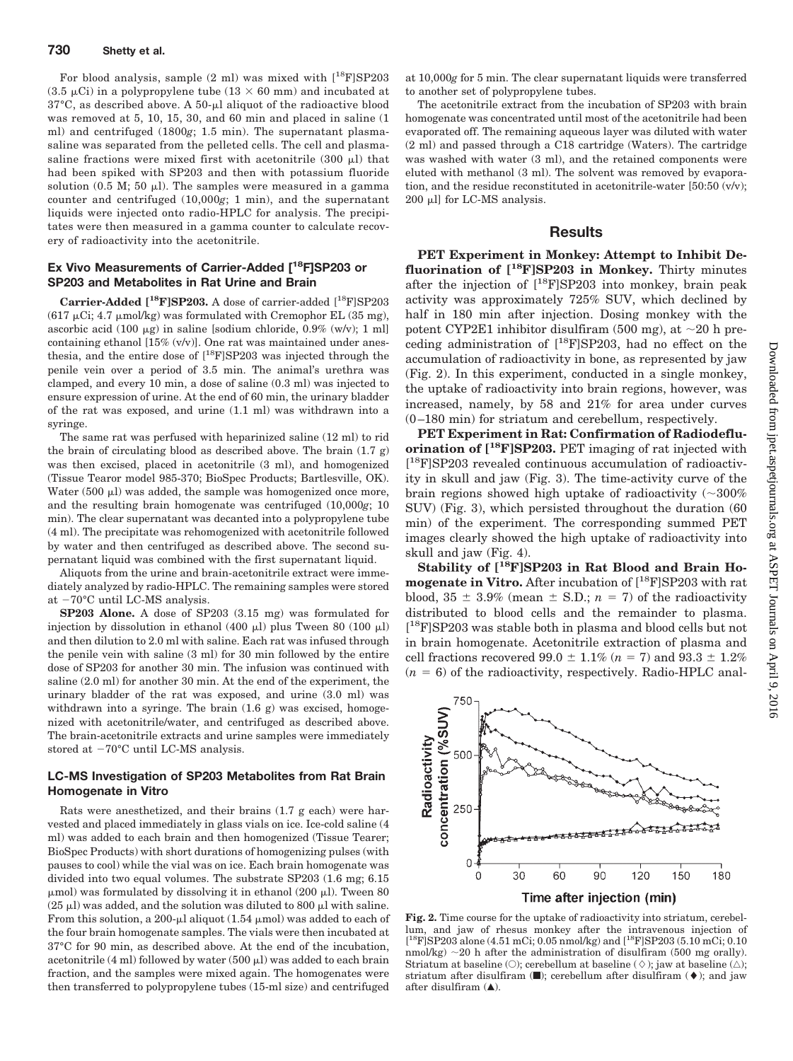For blood analysis, sample (2 ml) was mixed with [$^{18}$F]SP203 (3.5 μCi) in a polypropylene tube (13 × 60 mm) and incubated at 37°C, as described above. A 50-μl aliquot of the radioactive blood was removed at 5, 10, 15, 30, and 60 min and placed in saline (1 ml) and centrifuged (1800*g*; 1.5 min). The supernatant plasma-saline was separated from the pelleted cells. The cell and plasma-saline fractions were mixed first with acetonitrile (300 μl) that had been spiked with SP203 and then with potassium fluoride solution (0.5 M; 50 μl). The samples were measured in a gamma counter and centrifuged (10,000*g*; 1 min), and the supernatant liquids were injected onto radio-HPLC for analysis. The precipitates were then measured in a gamma counter to calculate recovery of radioactivity into the acetonitrile.

### Ex Vivo Measurements of Carrier-Added [$^{18}$F]SP203 or SP203 and Metabolites in Rat Urine and Brain

**Carrier-Added [$^{18}$F]SP203.** A dose of carrier-added [$^{18}$F]SP203 (617 μCi; 4.7 μmol/kg) was formulated with Cremophor EL (35 mg), ascorbic acid (100 μg) in saline [sodium chloride, 0.9% (w/v); 1 ml] containing ethanol [15% (v/v)]. One rat was maintained under anesthesia, and the entire dose of [$^{18}$F]SP203 was injected through the penile vein over a period of 3.5 min. The animal's urethra was clamped, and every 10 min, a dose of saline (0.3 ml) was injected to ensure expression of urine. At the end of 60 min, the urinary bladder of the rat was exposed, and urine (1.1 ml) was withdrawn into a syringe.

The same rat was perfused with heparinized saline (12 ml) to rid the brain of circulating blood as described above. The brain (1.7 g) was then excised, placed in acetonitrile (3 ml), and homogenized (Tissue Tearor model 985-370; BioSpec Products; Bartlesville, OK). Water (500 μl) was added, the sample was homogenized once more, and the resulting brain homogenate was centrifuged (10,000*g*; 10 min). The clear supernatant was decanted into a polypropylene tube (4 ml). The precipitate was rehomogenized with acetonitrile followed by water and then centrifuged as described above. The second supernatant liquid was combined with the first supernatant liquid.

Aliquots from the urine and brain-acetonitrile extract were immediately analyzed by radio-HPLC. The remaining samples were stored at −70°C until LC-MS analysis.

**SP203 Alone.** A dose of SP203 (3.15 mg) was formulated for injection by dissolution in ethanol (400 μl) plus Tween 80 (100 μl) and then dilution to 2.0 ml with saline. Each rat was infused through the penile vein with saline (3 ml) for 30 min followed by the entire dose of SP203 for another 30 min. The infusion was continued with saline (2.0 ml) for another 30 min. At the end of the experiment, the urinary bladder of the rat was exposed, and urine (3.0 ml) was withdrawn into a syringe. The brain (1.6 g) was excised, homogenized with acetonitrile/water, and centrifuged as described above. The brain-acetonitrile extracts and urine samples were immediately stored at −70°C until LC-MS analysis.

### LC-MS Investigation of SP203 Metabolites from Rat Brain Homogenate in Vitro

Rats were anesthetized, and their brains (1.7 g each) were harvested and placed immediately in glass vials on ice. Ice-cold saline (4 ml) was added to each brain and then homogenized (Tissue Tearer; BioSpec Products) with short durations of homogenizing pulses (with pauses to cool) while the vial was on ice. Each brain homogenate was divided into two equal volumes. The substrate SP203 (1.6 mg; 6.15 μmol) was formulated by dissolving it in ethanol (200 μl). Tween 80 (25 μl) was added, and the solution was diluted to 800 μl with saline. From this solution, a 200-μl aliquot (1.54 μmol) was added to each of the four brain homogenate samples. The vials were then incubated at 37°C for 90 min, as described above. At the end of the incubation, acetonitrile (4 ml) followed by water (500 μl) was added to each brain fraction, and the samples were mixed again. The homogenates were then transferred to polypropylene tubes (15-ml size) and centrifuged at 10,000*g* for 5 min. The clear supernatant liquids were transferred to another set of polypropylene tubes.

The acetonitrile extract from the incubation of SP203 with brain homogenate was concentrated until most of the acetonitrile had been evaporated off. The remaining aqueous layer was diluted with water (2 ml) and passed through a C18 cartridge (Waters). The cartridge was washed with water (3 ml), and the retained components were eluted with methanol (3 ml). The solvent was removed by evaporation, and the residue reconstituted in acetonitrile-water [50:50 (v/v); 200 μl] for LC-MS analysis.

## Results

**PET Experiment in Monkey: Attempt to Inhibit Defluorination of [$^{18}$F]SP203 in Monkey.** Thirty minutes after the injection of [$^{18}$F]SP203 into monkey, brain peak activity was approximately 725% SUV, which declined by half in 180 min after injection. Dosing monkey with the potent CYP2E1 inhibitor disulfiram (500 mg), at ~20 h preceding administration of [$^{18}$F]SP203, had no effect on the accumulation of radioactivity in bone, as represented by jaw (Fig. 2). In this experiment, conducted in a single monkey, the uptake of radioactivity into brain regions, however, was increased, namely, by 58 and 21% for area under curves (0–180 min) for striatum and cerebellum, respectively.

**PET Experiment in Rat: Confirmation of Radiodefluorination of [$^{18}$F]SP203.** PET imaging of rat injected with [$^{18}$F]SP203 revealed continuous accumulation of radioactivity in skull and jaw (Fig. 3). The time-activity curve of the brain regions showed high uptake of radioactivity (~300% SUV) (Fig. 3), which persisted throughout the duration (60 min) of the experiment. The corresponding summed PET images clearly showed the high uptake of radioactivity into skull and jaw (Fig. 4).

**Stability of [$^{18}$F]SP203 in Rat Blood and Brain Homogenate in Vitro.** After incubation of [$^{18}$F]SP203 with rat blood, 35 ± 3.9% (mean ± S.D.; *n* = 7) of the radioactivity distributed to blood cells and the remainder to plasma. [$^{18}$F]SP203 was stable both in plasma and blood cells but not in brain homogenate. Acetonitrile extraction of plasma and cell fractions recovered 99.0 ± 1.1% (*n* = 7) and 93.3 ± 1.2% (*n* = 6) of the radioactivity, respectively. Radio-HPLC anal-

**Fig. 2.** Time course for the uptake of radioactivity into striatum, cerebellum, and jaw of rhesus monkey after the intravenous injection of [$^{18}$F]SP203 alone (4.51 mCi; 0.05 nmol/kg) and [$^{18}$F]SP203 (5.10 mCi; 0.10 nmol/kg) ~20 h after the administration of disulfiram (500 mg orally). Striatum at baseline (○); cerebellum at baseline (◇); jaw at baseline (△); striatum after disulfiram (■); cerebellum after disulfiram (♦); and jaw after disulfiram (▲).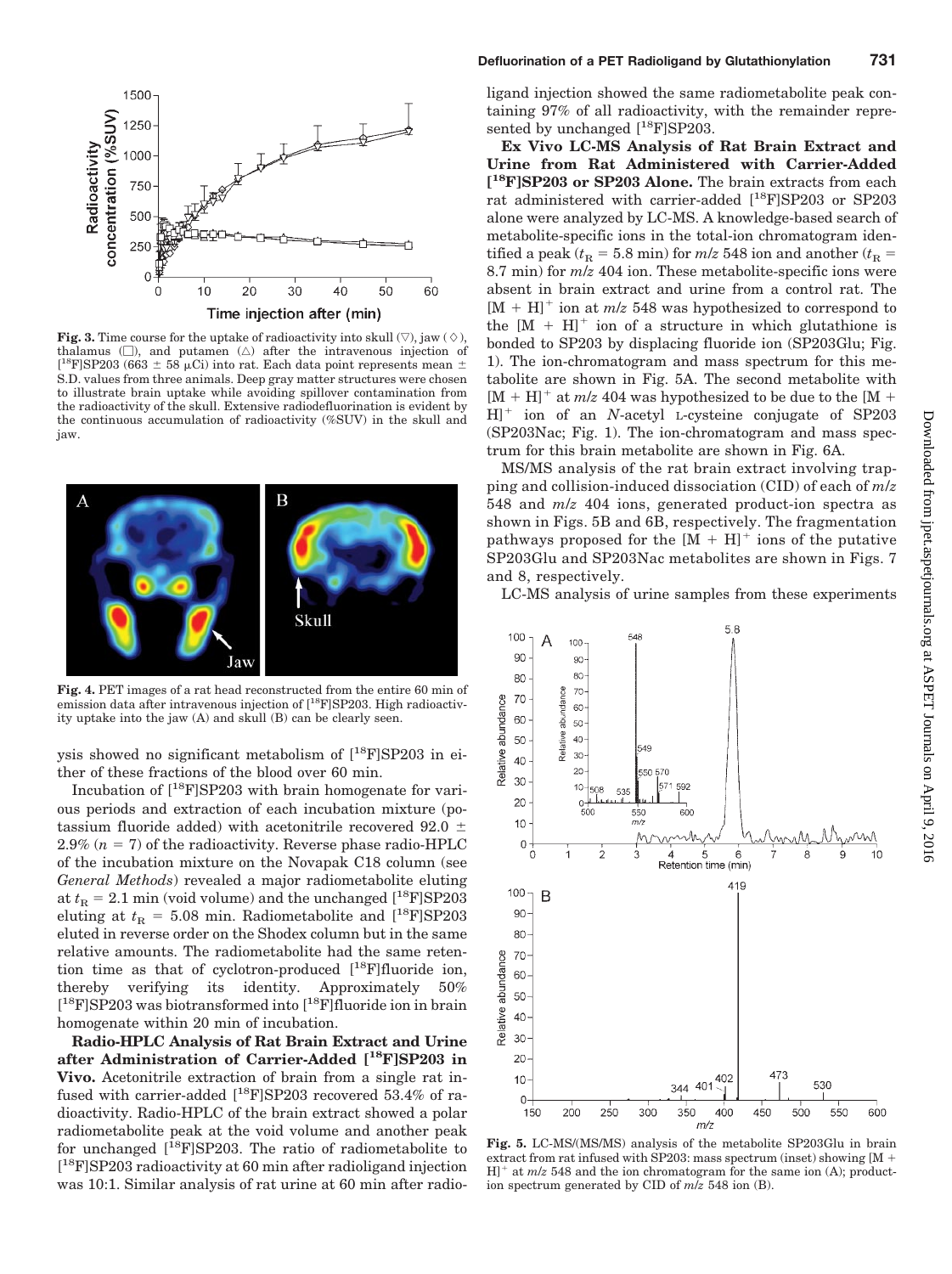**Fig. 3.** Time course for the uptake of radioactivity into skull (▽), jaw (◇), thalamus (□), and putamen (△) after the intravenous injection of [$^{18}$F]SP203 (663 ± 58 μCi) into rat. Each data point represents mean ± S.D. values from three animals. Deep gray matter structures were chosen to illustrate brain uptake while avoiding spillover contamination from the radioactivity of the skull. Extensive radiodefluorination is evident by the continuous accumulation of radioactivity (%SUV) in the skull and jaw.

**Fig. 4.** PET images of a rat head reconstructed from the entire 60 min of emission data after intravenous injection of [$^{18}$F]SP203. High radioactivity uptake into the jaw (A) and skull (B) can be clearly seen.

ysis showed no significant metabolism of [$^{18}$F]SP203 in either of these fractions of the blood over 60 min.

Incubation of [$^{18}$F]SP203 with brain homogenate for various periods and extraction of each incubation mixture (potassium fluoride added) with acetonitrile recovered 92.0 ± 2.9% ($n$ = 7) of the radioactivity. Reverse phase radio-HPLC of the incubation mixture on the Novapak C18 column (see *General Methods*) revealed a major radiometabolite eluting at $t_R$ = 2.1 min (void volume) and the unchanged [$^{18}$F]SP203 eluting at $t_R$ = 5.08 min. Radiometabolite and [$^{18}$F]SP203 eluted in reverse order on the Shodex column but in the same relative amounts. The radiometabolite had the same retention time as that of cyclotron-produced [$^{18}$F]fluoride ion, thereby verifying its identity. Approximately 50% [$^{18}$F]SP203 was biotransformed into [$^{18}$F]fluoride ion in brain homogenate within 20 min of incubation.

**Radio-HPLC Analysis of Rat Brain Extract and Urine after Administration of Carrier-Added [$^{18}$F]SP203 in Vivo.** Acetonitrile extraction of brain from a single rat infused with carrier-added [$^{18}$F]SP203 recovered 53.4% of radioactivity. Radio-HPLC of the brain extract showed a polar radiometabolite peak at the void volume and another peak for unchanged [$^{18}$F]SP203. The ratio of radiometabolite to [$^{18}$F]SP203 radioactivity at 60 min after radioligand injection was 10:1. Similar analysis of rat urine at 60 min after radioligand injection showed the same radiometabolite peak containing 97% of all radioactivity, with the remainder represented by unchanged [$^{18}$F]SP203.

**Ex Vivo LC-MS Analysis of Rat Brain Extract and Urine from Rat Administered with Carrier-Added [$^{18}$F]SP203 or SP203 Alone.** The brain extracts from each rat administered with carrier-added [$^{18}$F]SP203 or SP203 alone were analyzed by LC-MS. A knowledge-based search of metabolite-specific ions in the total-ion chromatogram identified a peak ($t_R$ = 5.8 min) for $m/z$ 548 ion and another ($t_R$ = 8.7 min) for $m/z$ 404 ion. These metabolite-specific ions were absent in brain extract and urine from a control rat. The $[M + H]^+$ ion at $m/z$ 548 was hypothesized to correspond to the $[M + H]^+$ ion of a structure in which glutathione is bonded to SP203 by displacing fluoride ion (SP203Glu; Fig. 1). The ion-chromatogram and mass spectrum for this metabolite are shown in Fig. 5A. The second metabolite with $[M + H]^+$ at $m/z$ 404 was hypothesized to be due to the $[M + H]^+$ ion of an $N$-acetyl L-cysteine conjugate of SP203 (SP203Nac; Fig. 1). The ion-chromatogram and mass spectrum for this brain metabolite are shown in Fig. 6A.

MS/MS analysis of the rat brain extract involving trapping and collision-induced dissociation (CID) of each of $m/z$ 548 and $m/z$ 404 ions, generated product-ion spectra as shown in Figs. 5B and 6B, respectively. The fragmentation pathways proposed for the $[M + H]^+$ ions of the putative SP203Glu and SP203Nac metabolites are shown in Figs. 7 and 8, respectively.

LC-MS analysis of urine samples from these experiments

**Fig. 5.** LC-MS/(MS/MS) analysis of the metabolite SP203Glu in brain extract from rat infused with SP203: mass spectrum (inset) showing $[M + H]^+$ at $m/z$ 548 and the ion chromatogram for the same ion (A); product-ion spectrum generated by CID of $m/z$ 548 ion (B).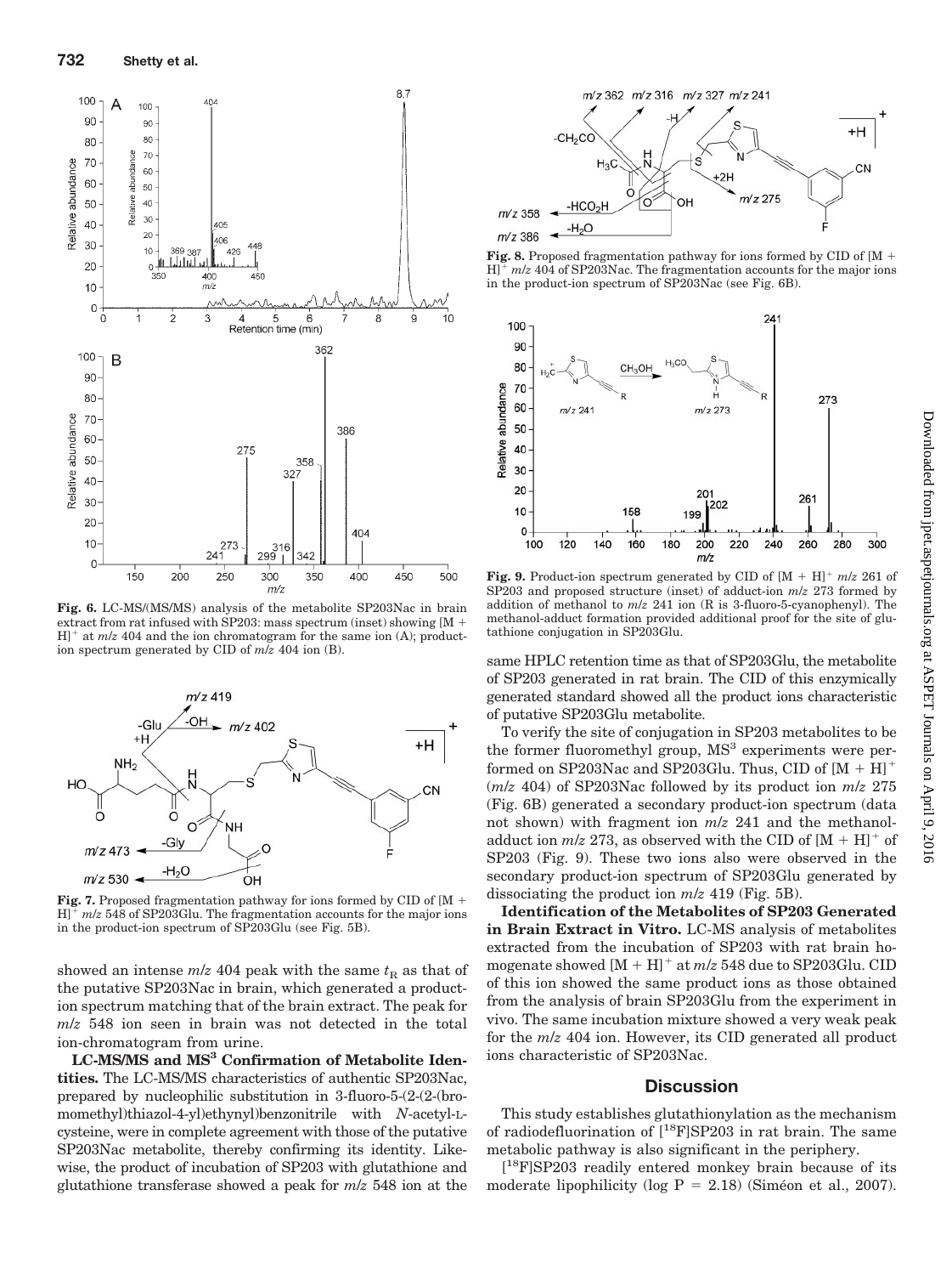**Fig. 6.** LC-MS/(MS/MS) analysis of the metabolite SP203Nac in brain extract from rat infused with SP203: mass spectrum (inset) showing $[M + H]^+$ at *m/z* 404 and the ion chromatogram for the same ion (A); product-ion spectrum generated by CID of *m/z* 404 ion (B).

**Fig. 7.** Proposed fragmentation pathway for ions formed by CID of $[M + H]^+$ *m/z* 548 of SP203Glu. The fragmentation accounts for the major ions in the product-ion spectrum of SP203Glu (see Fig. 5B).

showed an intense *m/z* 404 peak with the same $t_R$ as that of the putative SP203Nac in brain, which generated a product-ion spectrum matching that of the brain extract. The peak for *m/z* 548 ion seen in brain was not detected in the total ion-chromatogram from urine.

**LC-MS/MS and MS[3] Confirmation of Metabolite Identities.** The LC-MS/MS characteristics of authentic SP203Nac, prepared by nucleophilic substitution in 3-fluoro-5-(2-(2-(bromomethyl)thiazol-4-yl)ethynyl)benzonitrile with *N*-acetyl-L-cysteine, were in complete agreement with those of the putative SP203Nac metabolite, thereby confirming its identity. Likewise, the product of incubation of SP203 with glutathione and glutathione transferase showed a peak for *m/z* 548 ion at the same HPLC retention time as that of SP203Glu, the metabolite of SP203 generated in rat brain. The CID of this enzymically generated standard showed all the product ions characteristic of putative SP203Glu metabolite.

**Fig. 8.** Proposed fragmentation pathway for ions formed by CID of $[M + H]^+$ *m/z* 404 of SP203Nac. The fragmentation accounts for the major ions in the product-ion spectrum of SP203Nac (see Fig. 6B).

**Fig. 9.** Product-ion spectrum generated by CID of $[M + H]^+$ *m/z* 261 of SP203 and proposed structure (inset) of adduct-ion *m/z* 273 formed by addition of methanol to *m/z* 241 ion (R is 3-fluoro-5-cyanophenyl). The methanol-adduct formation provided additional proof for the site of glutathione conjugation in SP203Glu.

To verify the site of conjugation in SP203 metabolites to be the former fluoromethyl group, MS[3] experiments were performed on SP203Nac and SP203Glu. Thus, CID of $[M + H]^+$ (*m/z* 404) of SP203Nac followed by its product ion *m/z* 275 (Fig. 6B) generated a secondary product-ion spectrum (data not shown) with fragment ion *m/z* 241 and the methanol-adduct ion *m/z* 273, as observed with the CID of $[M + H]^+$ of SP203 (Fig. 9). These two ions also were observed in the secondary product-ion spectrum of SP203Glu generated by dissociating the product ion *m/z* 419 (Fig. 5B).

**Identification of the Metabolites of SP203 Generated in Brain Extract in Vitro.** LC-MS analysis of metabolites extracted from the incubation of SP203 with rat brain homogenate showed $[M + H]^+$ at *m/z* 548 due to SP203Glu. CID of this ion showed the same product ions as those obtained from the analysis of brain SP203Glu from the experiment in vivo. The same incubation mixture showed a very weak peak for the *m/z* 404 ion. However, its CID generated all product ions characteristic of SP203Nac.

## Discussion

This study establishes glutathionylation as the mechanism of radiodefluorination of [$^{18}$F]SP203 in rat brain. The same metabolic pathway is also significant in the periphery.

[$^{18}$F]SP203 readily entered monkey brain because of its moderate lipophilicity (log P = 2.18) (Siméon et al., 2007).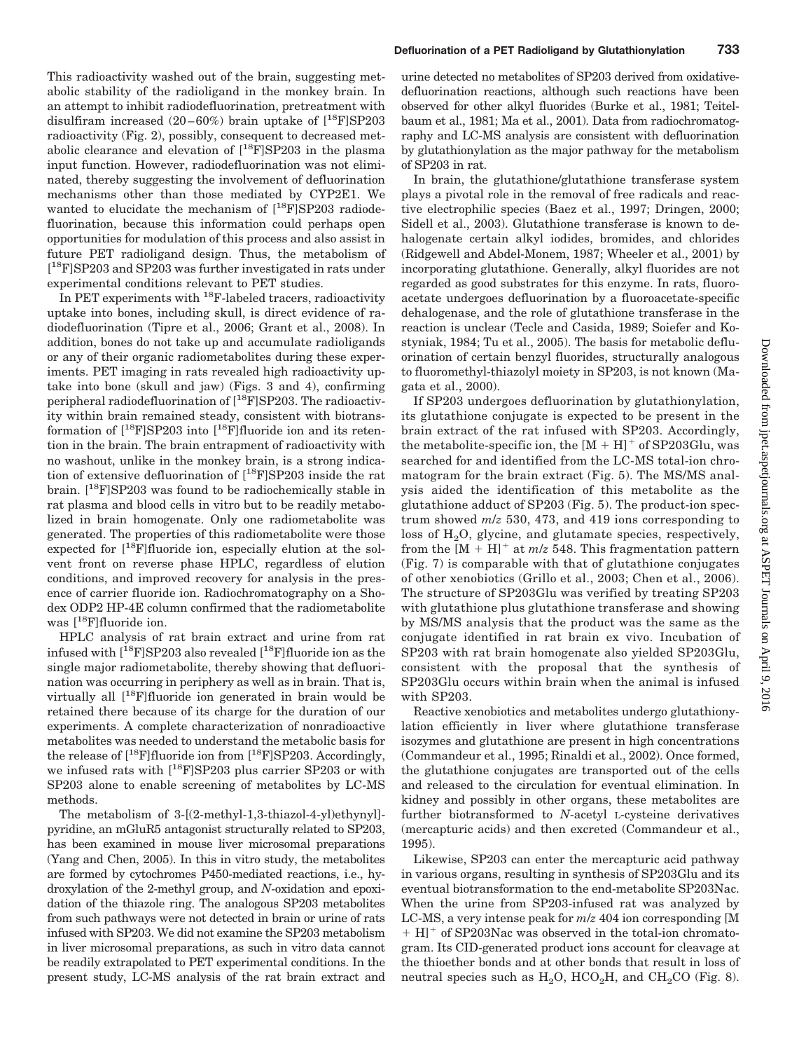This radioactivity washed out of the brain, suggesting metabolic stability of the radioligand in the monkey brain. In an attempt to inhibit radiodefluorination, pretreatment with disulfiram increased (20–60%) brain uptake of [$^{18}$F]SP203 radioactivity (Fig. 2), possibly, consequent to decreased metabolic clearance and elevation of [$^{18}$F]SP203 in the plasma input function. However, radiodefluorination was not eliminated, thereby suggesting the involvement of defluorination mechanisms other than those mediated by CYP2E1. We wanted to elucidate the mechanism of [$^{18}$F]SP203 radiodefluorination, because this information could perhaps open opportunities for modulation of this process and also assist in future PET radioligand design. Thus, the metabolism of [$^{18}$F]SP203 and SP203 was further investigated in rats under experimental conditions relevant to PET studies.

In PET experiments with $^{18}$F-labeled tracers, radioactivity uptake into bones, including skull, is direct evidence of radiodefluorination (Tipre et al., 2006; Grant et al., 2008). In addition, bones do not take up and accumulate radioligands or any of their organic radiometabolites during these experiments. PET imaging in rats revealed high radioactivity uptake into bone (skull and jaw) (Figs. 3 and 4), confirming peripheral radiodefluorination of [$^{18}$F]SP203. The radioactivity within brain remained steady, consistent with biotransformation of [$^{18}$F]SP203 into [$^{18}$F]fluoride ion and its retention in the brain. The brain entrapment of radioactivity with no washout, unlike in the monkey brain, is a strong indication of extensive defluorination of [$^{18}$F]SP203 inside the rat brain. [$^{18}$F]SP203 was found to be radiochemically stable in rat plasma and blood cells in vitro but to be readily metabolized in brain homogenate. Only one radiometabolite was generated. The properties of this radiometabolite were those expected for [$^{18}$F]fluoride ion, especially elution at the solvent front on reverse phase HPLC, regardless of elution conditions, and improved recovery for analysis in the presence of carrier fluoride ion. Radiochromatography on a Shodex ODP2 HP-4E column confirmed that the radiometabolite was [$^{18}$F]fluoride ion.

HPLC analysis of rat brain extract and urine from rat infused with [$^{18}$F]SP203 also revealed [$^{18}$F]fluoride ion as the single major radiometabolite, thereby showing that defluorination was occurring in periphery as well as in brain. That is, virtually all [$^{18}$F]fluoride ion generated in brain would be retained there because of its charge for the duration of our experiments. A complete characterization of nonradioactive metabolites was needed to understand the metabolic basis for the release of [$^{18}$F]fluoride ion from [$^{18}$F]SP203. Accordingly, we infused rats with [$^{18}$F]SP203 plus carrier SP203 or with SP203 alone to enable screening of metabolites by LC-MS methods.

The metabolism of 3-[(2-methyl-1,3-thiazol-4-yl)ethynyl]-pyridine, an mGluR5 antagonist structurally related to SP203, has been examined in mouse liver microsomal preparations (Yang and Chen, 2005). In this in vitro study, the metabolites are formed by cytochromes P450-mediated reactions, i.e., hydroxylation of the 2-methyl group, and *N*-oxidation and epoxidation of the thiazole ring. The analogous SP203 metabolites from such pathways were not detected in brain or urine of rats infused with SP203. We did not examine the SP203 metabolism in liver microsomal preparations, as such in vitro data cannot be readily extrapolated to PET experimental conditions. In the present study, LC-MS analysis of the rat brain extract and urine detected no metabolites of SP203 derived from oxidative-defluorination reactions, although such reactions have been observed for other alkyl fluorides (Burke et al., 1981; Teitelbaum et al., 1981; Ma et al., 2001). Data from radiochromatography and LC-MS analysis are consistent with defluorination by glutathionylation as the major pathway for the metabolism of SP203 in rat.

In brain, the glutathione/glutathione transferase system plays a pivotal role in the removal of free radicals and reactive electrophilic species (Baez et al., 1997; Dringen, 2000; Sidell et al., 2003). Glutathione transferase is known to dehalogenate certain alkyl iodides, bromides, and chlorides (Ridgewell and Abdel-Monem, 1987; Wheeler et al., 2001) by incorporating glutathione. Generally, alkyl fluorides are not regarded as good substrates for this enzyme. In rats, fluoroacetate undergoes defluorination by a fluoroacetate-specific dehalogenase, and the role of glutathione transferase in the reaction is unclear (Tecle and Casida, 1989; Soiefer and Kostyniak, 1984; Tu et al., 2005). The basis for metabolic defluorination of certain benzyl fluorides, structurally analogous to fluoromethyl-thiazolyl moiety in SP203, is not known (Magata et al., 2000).

If SP203 undergoes defluorination by glutathionylation, its glutathione conjugate is expected to be present in the brain extract of the rat infused with SP203. Accordingly, the metabolite-specific ion, the $[M + H]^+$ of SP203Glu, was searched for and identified from the LC-MS total-ion chromatogram for the brain extract (Fig. 5). The MS/MS analysis aided the identification of this metabolite as the glutathione adduct of SP203 (Fig. 5). The product-ion spectrum showed *m/z* 530, 473, and 419 ions corresponding to loss of $H_2O$, glycine, and glutamate species, respectively, from the $[M + H]^+$ at *m/z* 548. This fragmentation pattern (Fig. 7) is comparable with that of glutathione conjugates of other xenobiotics (Grillo et al., 2003; Chen et al., 2006). The structure of SP203Glu was verified by treating SP203 with glutathione plus glutathione transferase and showing by MS/MS analysis that the product was the same as the conjugate identified in rat brain ex vivo. Incubation of SP203 with rat brain homogenate also yielded SP203Glu, consistent with the proposal that the synthesis of SP203Glu occurs within brain when the animal is infused with SP203.

Reactive xenobiotics and metabolites undergo glutathionylation efficiently in liver where glutathione transferase isozymes and glutathione are present in high concentrations (Commandeur et al., 1995; Rinaldi et al., 2002). Once formed, the glutathione conjugates are transported out of the cells and released to the circulation for eventual elimination. In kidney and possibly in other organs, these metabolites are further biotransformed to *N*-acetyl L-cysteine derivatives (mercapturic acids) and then excreted (Commandeur et al., 1995).

Likewise, SP203 can enter the mercapturic acid pathway in various organs, resulting in synthesis of SP203Glu and its eventual biotransformation to the end-metabolite SP203Nac. When the urine from SP203-infused rat was analyzed by LC-MS, a very intense peak for *m/z* 404 ion corresponding $[M + H]^+$ of SP203Nac was observed in the total-ion chromatogram. Its CID-generated product ions account for cleavage at the thioether bonds and at other bonds that result in loss of neutral species such as $H_2O$, $HCO_2H$, and $CH_2CO$ (Fig. 8).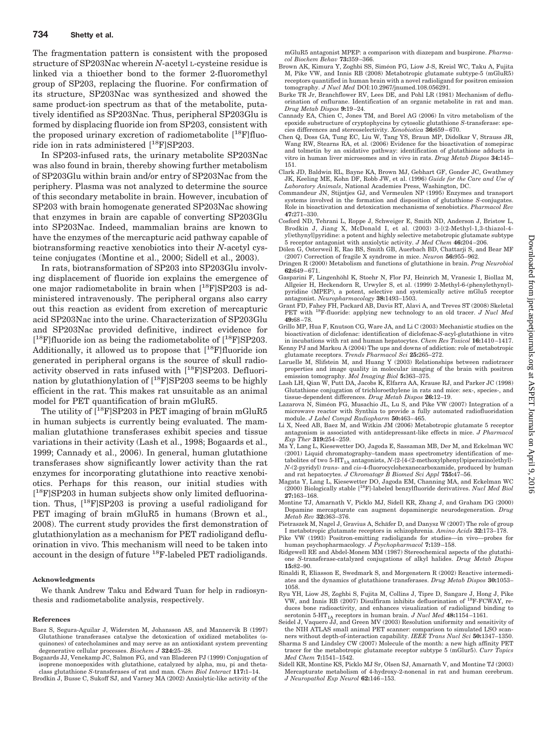The fragmentation pattern is consistent with the proposed structure of SP203Nac wherein *N*-acetyl L-cysteine residue is linked via a thioether bond to the former 2-fluoromethyl group of SP203, replacing the fluorine. For confirmation of its structure, SP203Nac was synthesized and showed the same product-ion spectrum as that of the metabolite, putatively identified as SP203Nac. Thus, peripheral SP203Glu is formed by displacing fluoride ion from SP203, consistent with the proposed urinary excretion of radiometabolite [$^{18}$F]fluoride ion in rats administered [$^{18}$F]SP203.

In SP203-infused rats, the urinary metabolite SP203Nac was also found in brain, thereby showing further metabolism of SP203Glu within brain and/or entry of SP203Nac from the periphery. Plasma was not analyzed to determine the source of this secondary metabolite in brain. However, incubation of SP203 with brain homogenate generated SP203Nac showing that enzymes in brain are capable of converting SP203Glu into SP203Nac. Indeed, mammalian brains are known to have the enzymes of the mercapturic acid pathway capable of biotransforming reactive xenobiotics into their *N*-acetyl cysteine conjugates (Montine et al., 2000; Sidell et al., 2003).

In rats, biotransformation of SP203 into SP203Glu involving displacement of fluoride ion explains the emergence of one major radiometabolite in brain when [$^{18}$F]SP203 is administered intravenously. The peripheral organs also carry out this reaction as evident from excretion of mercapturic acid SP203Nac into the urine. Characterization of SP203Glu and SP203Nac provided definitive, indirect evidence for [$^{18}$F]fluoride ion as being the radiometabolite of [$^{18}$F]SP203. Additionally, it allowed us to propose that [$^{18}$F]fluoride ion generated in peripheral organs is the source of skull radioactivity observed in rats infused with [$^{18}$F]SP203. Defluorination by glutathionylation of [$^{18}$F]SP203 seems to be highly efficient in the rat. This makes rat unsuitable as an animal model for PET quantification of brain mGluR5.

The utility of [$^{18}$F]SP203 in PET imaging of brain mGluR5 in human subjects is currently being evaluated. The mammalian glutathione transferases exhibit species and tissue variations in their activity (Lash et al., 1998; Bogaards et al., 1999; Cannady et al., 2006). In general, human glutathione transferases show significantly lower activity than the rat enzymes for incorporating glutathione into reactive xenobiotics. Perhaps for this reason, our initial studies with [$^{18}$F]SP203 in human subjects show only limited defluorination. Thus, [$^{18}$F]SP203 is proving a useful radioligand for PET imaging of brain mGluR5 in humans (Brown et al., 2008). The current study provides the first demonstration of glutathionylation as a mechanism for PET radioligand defluorination in vivo. This mechanism will need to be taken into account in the design of future $^{18}$F-labeled PET radioligands.

#### Acknowledgments

We thank Andrew Taku and Edward Tuan for help in radiosynthesis and radiometabolite analysis, respectively.

#### References

Baez S, Segura-Aguilar J, Widersten M, Johansson AS, and Mannervik B (1997) Glutathione transferases catalyse the detoxication of oxidized metabolites (o-quinones) of catecholamines and may serve as an antioxidant system preventing degenerative cellular processes. *Biochem J* **324:**25–28.

Bogaards JJ, Venekamp JC, Salmon FG, and van Bladeren PJ (1999) Conjugation of isoprene monoepoxides with glutathione, catalyzed by alpha, mu, pi and theta-class glutathione *S*-transferases of rat and man. *Chem Biol Interact* **117:**1–14.

Brodkin J, Busse C, Sukoff SJ, and Varney MA (2002) Anxiolytic-like activity of the mGluR5 antagonist MPEP: a comparison with diazepam and buspirone. *Pharmacol Biochem Behav* **73:**359–366.

Brown AK, Kimura Y, Zoghbi SS, Siméon FG, Liow J-S, Kreisl WC, Taku A, Fujita M, Pike VW, and Innis RB (2008) Metabotropic glutamate subtype-5 (mGluR5) receptors quantified in human brain with a novel radioligand for positron emission tomography. *J Nucl Med* DOI:10.2967/jnumed.108.056291.

Burke TR Jr, Branchflower RV, Lees DE, and Pohl LR (1981) Mechanism of defluorination of enflurane. Identification of an organic metabolite in rat and man. *Drug Metab Dispos* **9:**19–24.

Cannady EA, Chien C, Jones TM, and Borel AG (2006) In vitro metabolism of the epoxide substructure of cryptophycins by cytosolic glutathione *S*-transferase: species differences and stereoselectivity. *Xenobiotica* **36:**659–670.

Chen Q, Doss GA, Tung EC, Liu W, Tang YS, Braun MP, Didolkar V, Strauss JR, Wang RW, Stearns RA, et al. (2006) Evidence for the bioactivation of zomepirac and tolmetin by an oxidative pathway: identification of glutathione adducts in vitro in human liver microsomes and in vivo in rats. *Drug Metab Dispos* **34:**145–151.

Clark JD, Baldwin RL, Bayne KA, Brown MJ, Gebhart GF, Gonder JC, Gwathmey JK, Keeling ME, Kohn DF, Robb JW, et al. (1996) *Guide for the Care and Use of Laboratory Animals*, National Academies Press, Washington, DC.

Commandeur JN, Stijntjes GJ, and Vermeulen NP (1995) Enzymes and transport systems involved in the formation and disposition of glutathione *S*-conjugates. Role in bioactivation and detoxication mechanisms of xenobiotics. *Pharmacol Rev* **47:**271–330.

Cosford ND, Tehrani L, Roppe J, Schweiger E, Smith ND, Anderson J, Bristow L, Brodkin J, Jiang X, McDonald I, et al. (2003) 3-[(2-Methyl-1,3-thiazol-4-yl)ethynyl]pyridine: a potent and highly selective metabotropic glutamate subtype 5 receptor antagonist with anxiolytic activity. *J Med Chem* **46:**204–206.

Dölen G, Osterweil E, Rao BS, Smith GB, Auerbach BD, Chattarji S, and Bear MF (2007) Correction of fragile X syndrome in mice. *Neuron* **56:**955–962.

Dringen R (2000) Metabolism and functions of glutathione in brain. *Prog Neurobiol* **62:**649–671.

Gasparini F, Lingenhöhl K, Stoehr N, Flor PJ, Heinrich M, Vranesic I, Biollaz M, Allgeier H, Heckendorn R, Urwyler S, et al. (1999) 2-Methyl-6-(phenylethynyl)-pyridine (MPEP), a potent, selective and systemically active mGlu5 receptor antagonist. *Neuropharmacology* **38:**1493–1503.

Grant FD, Fahey FH, Packard AB, Davis RT, Alavi A, and Treves ST (2008) Skeletal PET with $^{18}$F-fluoride: applying new technology to an old tracer. *J Nucl Med* **49:**68–78.

Grillo MP, Hua F, Knutson CG, Ware JA, and Li C (2003) Mechanistic studies on the bioactivation of diclofenac: identification of diclofenac-*S*-acyl-glutathione in vitro in incubations with rat and human hepatocytes. *Chem Res Toxicol* **16:**1410–1417.

Kenny PJ and Markou A (2004) The ups and downs of addiction: role of metabotropic glutamate receptors. *Trends Pharmacol Sci* **25:**265–272.

Laruelle M, Slifstein M, and Huang Y (2003) Relationships between radiotracer properties and image quality in molecular imaging of the brain with positron emission tomography. *Mol Imaging Biol* **5:**363–375.

Lash LH, Qian W, Putt DA, Jacobs K, Elfarra AA, Krause RJ, and Parker JC (1998) Glutathione conjugation of trichloroethylene in rats and mice: sex-, species-, and tissue-dependent differences. *Drug Metab Dispos* **26:**12–19.

Lazarova N, Siméon FG, Musachio JL, Lu S, and Pike VW (2007) Integration of a microwave reactor with Synthia to provide a fully automated radiofluoridation module. *J Label Compd Radiopharm* **50:**463–465.

Li X, Need AB, Baez M, and Witkin JM (2006) Metabotropic glutamate 5 receptor antagonism is associated with antidepressant-like effects in mice. *J Pharmacol Exp Ther* **319:**254–259.

Ma Y, Lang L, Kiesewetter DO, Jagoda E, Sassaman MB, Der M, and Eckelman WC (2001) Liquid chromatography–tandem mass spectrometry identification of metabolites of two 5-HT$_{1A}$ antagonists, *N*-{2-[4-(2-methoxylphenyl)piperazino]ethyl}-*N*-(2-pyridyl) *trans*- and *cis*-4-fluorocyclohexanecarboxamide, produced by human and rat hepatocytes. *J Chromatogr B Biomed Sci Appl* **755:**47–56.

Magata Y, Lang L, Kiesewetter DO, Jagoda EM, Channing MA, and Eckelman WC (2000) Biologically stable [$^{18}$F]-labeled benzylfluoride derivatives. *Nucl Med Biol* **27:**163–168.

Montine TJ, Amarnath V, Picklo MJ, Sidell KR, Zhang J, and Graham DG (2000) Dopamine mercapturate can augment dopaminergic neurodegeneration. *Drug Metab Rev* **32:**363–376.

Pietraszek M, Nagel J, Gravius A, Schäfer D, and Danysz W (2007) The role of group I metabotropic glutamate receptors in schizophrenia. *Amino Acids* **32:**173–178.

Pike VW (1993) Positron-emitting radioligands for studies—in vivo—probes for human psychopharmacology. *J Psychopharmacol* **7:**139–158.

Ridgewell RE and Abdel-Monem MM (1987) Stereochemical aspects of the glutathione *S*-transferase-catalyzed conjugations of alkyl halides. *Drug Metab Dispos* **15:**82–90.

Rinaldi R, Eliasson E, Swedmark S, and Morgenstern R (2002) Reactive intermediates and the dynamics of glutathione transferases. *Drug Metab Dispos* **30:**1053–1058.

Ryu YH, Liow JS, Zoghbi S, Fujita M, Collins J, Tipre D, Sangare J, Hong J, Pike VW, and Innis RB (2007) Disulfiram inhibits defluorination of $^{18}$F-FCWAY, reduces bone radioactivity, and enhances visualization of radioligand binding to serotonin 5-HT$_{1A}$ receptors in human brain. *J Nucl Med* **48:**1154–1161.

Seidel J, Vaquero JJ, and Green MV (2003) Resolution uniformity and sensitivity of the NIH ATLAS small animal PET scanner: comparison to simulated LSO scanners without depth-of-interaction capability. *IEEE Trans Nucl Sci* **50:**1347–1350.

Sharma S and Lindsley CW (2007) Molecule of the month: a new high affinity PET tracer for the metabotropic glutamate receptor subtype 5 (mGlur5). *Curr Topics Med Chem* **7:**1541–1542.

Sidell KR, Montine KS, Picklo MJ Sr, Olsen SJ, Amarnath V, and Montine TJ (2003) Mercapturate metabolism of 4-hydroxy-2-nonenal in rat and human cerebrum. *J Neuropathol Exp Neurol* **62:**146–153.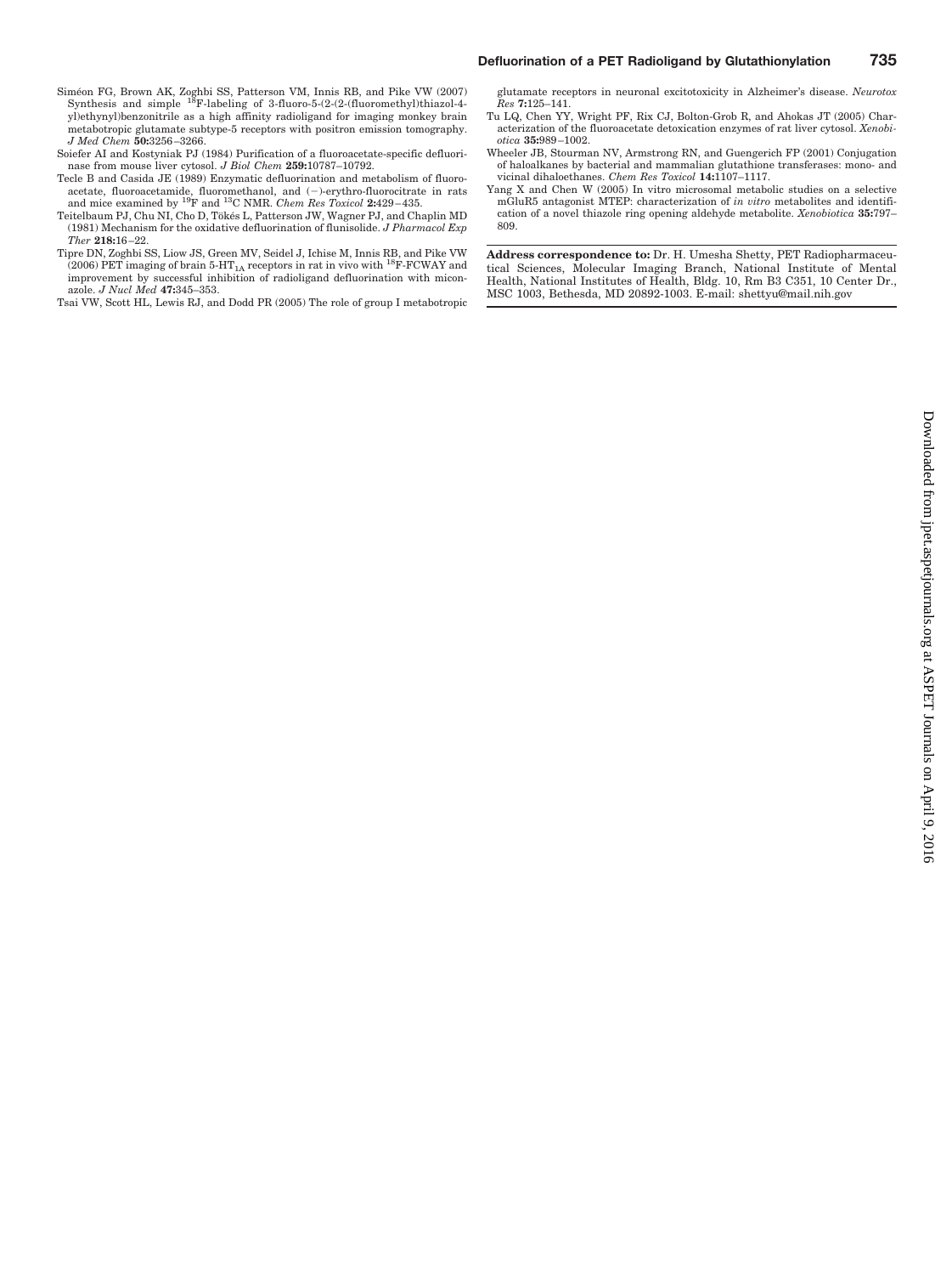Siméon FG, Brown AK, Zoghbi SS, Patterson VM, Innis RB, and Pike VW (2007) Synthesis and simple $^{18}$F-labeling of 3-fluoro-5-(2-(2-(fluoromethyl)thiazol-4-yl)ethynyl)benzonitrile as a high affinity radioligand for imaging monkey brain metabotropic glutamate subtype-5 receptors with positron emission tomography. *J Med Chem* **50:**3256–3266.

Soiefer AI and Kostyniak PJ (1984) Purification of a fluoroacetate-specific defluorinase from mouse liver cytosol. *J Biol Chem* **259:**10787–10792.

Tecle B and Casida JE (1989) Enzymatic defluorination and metabolism of fluoroacetate, fluoroacetamide, fluoromethanol, and (−)-erythro-fluorocitrate in rats and mice examined by $^{19}$F and $^{13}$C NMR. *Chem Res Toxicol* **2:**429–435.

Teitelbaum PJ, Chu NI, Cho D, Tökés L, Patterson JW, Wagner PJ, and Chaplin MD (1981) Mechanism for the oxidative defluorination of flunisolide. *J Pharmacol Exp Ther* **218:**16–22.

Tipre DN, Zoghbi SS, Liow JS, Green MV, Seidel J, Ichise M, Innis RB, and Pike VW (2006) PET imaging of brain 5-$HT_{1A}$ receptors in rat in vivo with $^{18}$F-FCWAY and improvement by successful inhibition of radioligand defluorination with miconazole. *J Nucl Med* **47:**345–353.

Tsai VW, Scott HL, Lewis RJ, and Dodd PR (2005) The role of group I metabotropic glutamate receptors in neuronal excitotoxicity in Alzheimer's disease. *Neurotox Res* **7:**125–141.

Tu LQ, Chen YY, Wright PF, Rix CJ, Bolton-Grob R, and Ahokas JT (2005) Characterization of the fluoroacetate detoxication enzymes of rat liver cytosol. *Xenobiotica* **35:**989–1002.

Wheeler JB, Stourman NV, Armstrong RN, and Guengerich FP (2001) Conjugation of haloalkanes by bacterial and mammalian glutathione transferases: mono- and vicinal dihaloethanes. *Chem Res Toxicol* **14:**1107–1117.

Yang X and Chen W (2005) In vitro microsomal metabolic studies on a selective mGluR5 antagonist MTEP: characterization of *in vitro* metabolites and identification of a novel thiazole ring opening aldehyde metabolite. *Xenobiotica* **35:**797–809.

**Address correspondence to:** Dr. H. Umesha Shetty, PET Radiopharmaceutical Sciences, Molecular Imaging Branch, National Institute of Mental Health, National Institutes of Health, Bldg. 10, Rm B3 C351, 10 Center Dr., MSC 1003, Bethesda, MD 20892-1003. E-mail: shettyu@mail.nih.gov